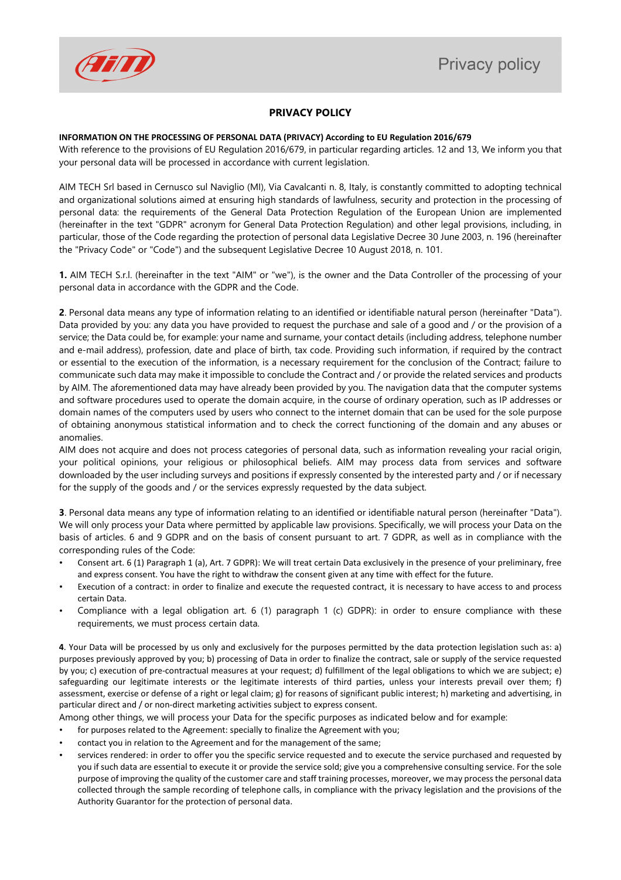# PRIVACY POLICY

**INFORMATION ON THE PROCESSING OF PERSONAL DATA (PRIVACY) According to EU Regulation 2016/679**

With reference to the provisions of EU Regulation 2016/679, in particular regarding articles. 12 and 13, We inform you that your personal data will be processed in accordance with current legislation.

AIM TECH Srl based in Cernusco sul Naviglio (MI), Via Cavalcanti n. 8, Italy, is constantly committed to adopting technical and organizational solutions aimed at ensuring high standards of lawfulness, security and protection in the processing of personal data: the requirements of the General Data Protection Regulation of the European Union are implemented (hereinafter in the text "GDPR" acronym for General Data Protection Regulation) and other legal provisions, including, in particular, those of the Code regarding the protection of personal data Legislative Decree 30 June 2003, n. 196 (hereinafter the "Privacy Code" or "Code") and the subsequent Legislative Decree 10 August 2018, n. 101.

**1.** AIM TECH S.r.l. (hereinafter in the text "AIM" or "we"), is the owner and the Data Controller of the processing of your personal data in accordance with the GDPR and the Code.

**2**. Personal data means any type of information relating to an identified or identifiable natural person (hereinafter "Data"). Data provided by you: any data you have provided to request the purchase and sale of a good and / or the provision of a service; the Data could be, for example: your name and surname, your contact details (including address, telephone number and e-mail address), profession, date and place of birth, tax code. Providing such information, if required by the contract or essential to the execution of the information, is a necessary requirement for the conclusion of the Contract; failure to communicate such data may make it impossible to conclude the Contract and / or provide the related services and products by AIM. The aforementioned data may have already been provided by you. The navigation data that the computer systems and software procedures used to operate the domain acquire, in the course of ordinary operation, such as IP addresses or domain names of the computers used by users who connect to the internet domain that can be used for the sole purpose of obtaining anonymous statistical information and to check the correct functioning of the domain and any abuses or anomalies.

AIM does not acquire and does not process categories of personal data, such as information revealing your racial origin, your political opinions, your religious or philosophical beliefs. AIM may process data from services and software downloaded by the user including surveys and positions if expressly consented by the interested party and / or if necessary for the supply of the goods and / or the services expressly requested by the data subject.

**3**. Personal data means any type of information relating to an identified or identifiable natural person (hereinafter "Data"). We will only process your Data where permitted by applicable law provisions. Specifically, we will process your Data on the basis of articles. 6 and 9 GDPR and on the basis of consent pursuant to art. 7 GDPR, as well as in compliance with the corresponding rules of the Code:

- Consent art. 6 (1) Paragraph 1 (a), Art. 7 GDPR): We will treat certain Data exclusively in the presence of your preliminary, free and express consent. You have the right to withdraw the consent given at any time with effect for the future.
- Execution of a contract: in order to finalize and execute the requested contract, it is necessary to have access to and process certain Data.
- Compliance with a legal obligation art. 6 (1) paragraph 1 (c) GDPR): in order to ensure compliance with these requirements, we must process certain data.

**4**. Your Data will be processed by us only and exclusively for the purposes permitted by the data protection legislation such as: a) purposes previously approved by you; b) processing of Data in order to finalize the contract, sale or supply of the service requested by you; c) execution of pre-contractual measures at your request; d) fulfillment of the legal obligations to which we are subject; e) safeguarding our legitimate interests or the legitimate interests of third parties, unless your interests prevail over them; f) assessment, exercise or defense of a right or legal claim; g) for reasons of significant public interest; h) marketing and advertising, in particular direct and / or non-direct marketing activities subject to express consent.

Among other things, we will process your Data for the specific purposes as indicated below and for example:

- for purposes related to the Agreement: specially to finalize the Agreement with you;
- contact you in relation to the Agreement and for the management of the same;
- services rendered: in order to offer you the specific service requested and to execute the service purchased and requested by you if such data are essential to execute it or provide the service sold; give you a comprehensive consulting service. For the sole purpose of improving the quality of the customer care and staff training processes, moreover, we may process the personal data collected through the sample recording of telephone calls, in compliance with the privacy legislation and the provisions of the Authority Guarantor for the protection of personal data.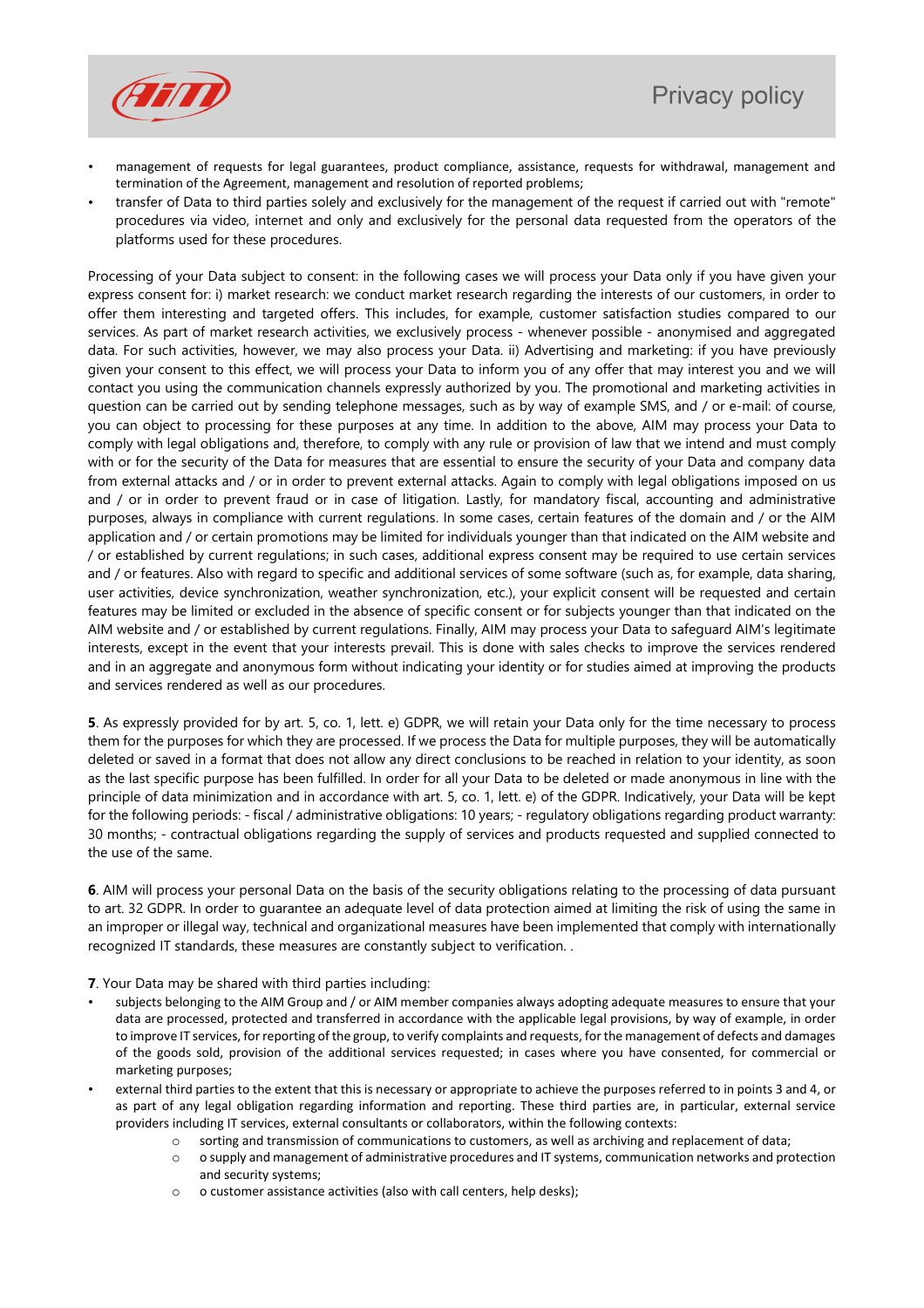- management of requests for legal guarantees, product compliance, assistance, requests for withdrawal, management and termination of the Agreement, management and resolution of reported problems;
- transfer of Data to third parties solely and exclusively for the management of the request if carried out with "remote" procedures via video, internet and only and exclusively for the personal data requested from the operators of the platforms used for these procedures.

Processing of your Data subject to consent: in the following cases we will process your Data only if you have given your express consent for: i) market research: we conduct market research regarding the interests of our customers, in order to offer them interesting and targeted offers. This includes, for example, customer satisfaction studies compared to our services. As part of market research activities, we exclusively process - whenever possible - anonymised and aggregated data. For such activities, however, we may also process your Data. ii) Advertising and marketing: if you have previously given your consent to this effect, we will process your Data to inform you of any offer that may interest you and we will contact you using the communication channels expressly authorized by you. The promotional and marketing activities in question can be carried out by sending telephone messages, such as by way of example SMS, and / or e-mail: of course, you can object to processing for these purposes at any time. In addition to the above, AIM may process your Data to comply with legal obligations and, therefore, to comply with any rule or provision of law that we intend and must comply with or for the security of the Data for measures that are essential to ensure the security of your Data and company data from external attacks and / or in order to prevent external attacks. Again to comply with legal obligations imposed on us and / or in order to prevent fraud or in case of litigation. Lastly, for mandatory fiscal, accounting and administrative purposes, always in compliance with current regulations. In some cases, certain features of the domain and / or the AIM application and / or certain promotions may be limited for individuals younger than that indicated on the AIM website and / or established by current regulations; in such cases, additional express consent may be required to use certain services and / or features. Also with regard to specific and additional services of some software (such as, for example, data sharing, user activities, device synchronization, weather synchronization, etc.), your explicit consent will be requested and certain features may be limited or excluded in the absence of specific consent or for subjects younger than that indicated on the AIM website and / or established by current regulations. Finally, AIM may process your Data to safeguard AIM's legitimate interests, except in the event that your interests prevail. This is done with sales checks to improve the services rendered and in an aggregate and anonymous form without indicating your identity or for studies aimed at improving the products and services rendered as well as our procedures.

**5**. As expressly provided for by art. 5, co. 1, lett. e) GDPR, we will retain your Data only for the time necessary to process them for the purposes for which they are processed. If we process the Data for multiple purposes, they will be automatically deleted or saved in a format that does not allow any direct conclusions to be reached in relation to your identity, as soon as the last specific purpose has been fulfilled. In order for all your Data to be deleted or made anonymous in line with the principle of data minimization and in accordance with art. 5, co. 1, lett. e) of the GDPR. Indicatively, your Data will be kept for the following periods: - fiscal / administrative obligations: 10 years; - regulatory obligations regarding product warranty: 30 months; - contractual obligations regarding the supply of services and products requested and supplied connected to the use of the same.

**6**. AIM will process your personal Data on the basis of the security obligations relating to the processing of data pursuant to art. 32 GDPR. In order to guarantee an adequate level of data protection aimed at limiting the risk of using the same in an improper or illegal way, technical and organizational measures have been implemented that comply with internationally recognized IT standards, these measures are constantly subject to verification. .

**7**. Your Data may be shared with third parties including:

- subjects belonging to the AIM Group and / or AIM member companies always adopting adequate measures to ensure that your data are processed, protected and transferred in accordance with the applicable legal provisions, by way of example, in order to improve IT services, for reporting of the group, to verify complaints and requests, for the management of defects and damages of the goods sold, provision of the additional services requested; in cases where you have consented, for commercial or marketing purposes;
- external third parties to the extent that this is necessary or appropriate to achieve the purposes referred to in points 3 and 4, or as part of any legal obligation regarding information and reporting. These third parties are, in particular, external service providers including IT services, external consultants or collaborators, within the following contexts:
    - sorting and transmission of communications to customers, as well as archiving and replacement of data;
    - o supply and management of administrative procedures and IT systems, communication networks and protection and security systems;
    - o customer assistance activities (also with call centers, help desks);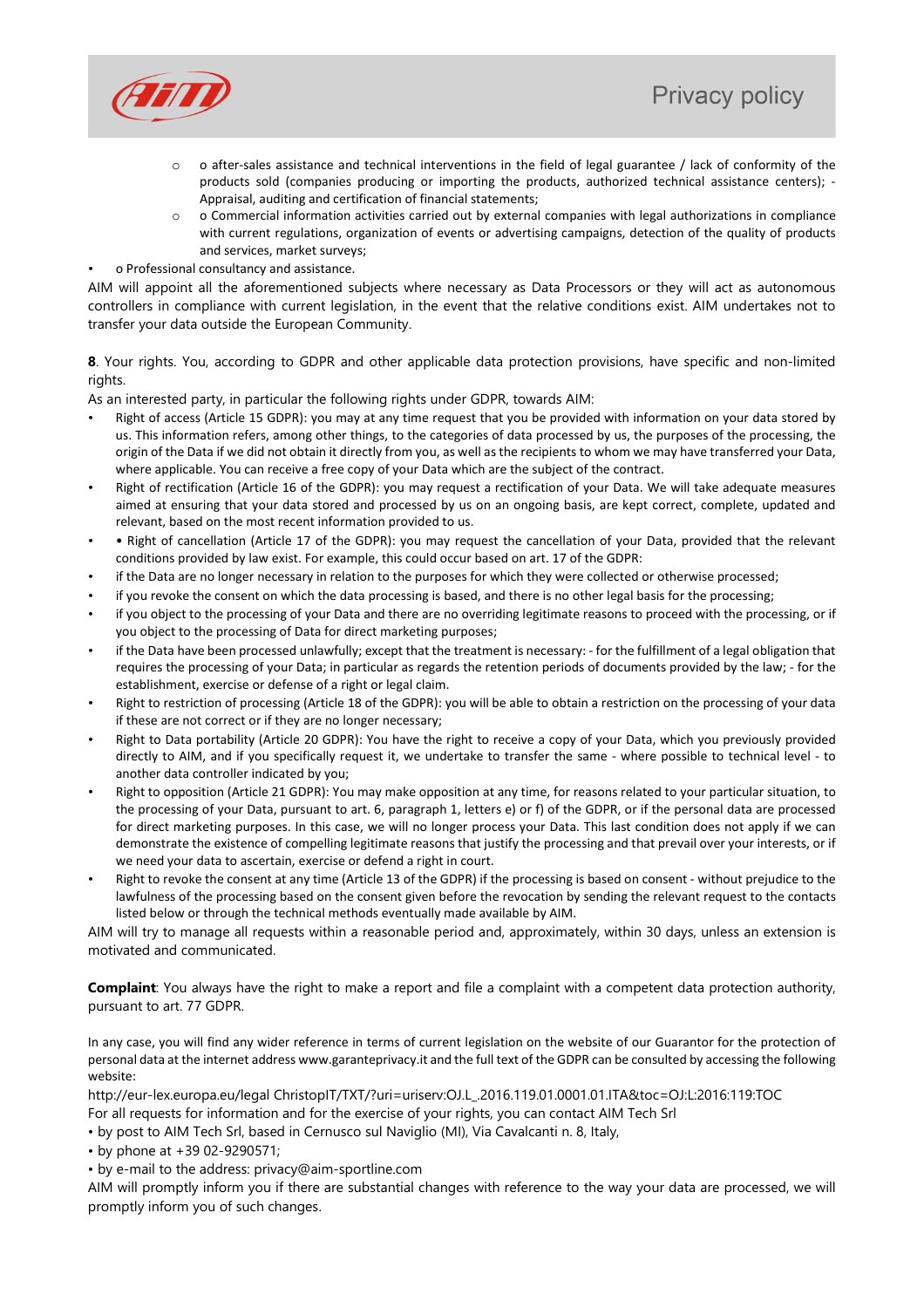- o after-sales assistance and technical interventions in the field of legal guarantee / lack of conformity of the products sold (companies producing or importing the products, authorized technical assistance centers); - Appraisal, auditing and certification of financial statements;
- o Commercial information activities carried out by external companies with legal authorizations in compliance with current regulations, organization of events or advertising campaigns, detection of the quality of products and services, market surveys;

- o Professional consultancy and assistance.

AIM will appoint all the aforementioned subjects where necessary as Data Processors or they will act as autonomous controllers in compliance with current legislation, in the event that the relative conditions exist. AIM undertakes not to transfer your data outside the European Community.

**8**. Your rights. You, according to GDPR and other applicable data protection provisions, have specific and non-limited rights.

As an interested party, in particular the following rights under GDPR, towards AIM:

- Right of access (Article 15 GDPR): you may at any time request that you be provided with information on your data stored by us. This information refers, among other things, to the categories of data processed by us, the purposes of the processing, the origin of the Data if we did not obtain it directly from you, as well as the recipients to whom we may have transferred your Data, where applicable. You can receive a free copy of your Data which are the subject of the contract.
- Right of rectification (Article 16 of the GDPR): you may request a rectification of your Data. We will take adequate measures aimed at ensuring that your data stored and processed by us on an ongoing basis, are kept correct, complete, updated and relevant, based on the most recent information provided to us.
- • Right of cancellation (Article 17 of the GDPR): you may request the cancellation of your Data, provided that the relevant conditions provided by law exist. For example, this could occur based on art. 17 of the GDPR:
- if the Data are no longer necessary in relation to the purposes for which they were collected or otherwise processed;
- if you revoke the consent on which the data processing is based, and there is no other legal basis for the processing;
- if you object to the processing of your Data and there are no overriding legitimate reasons to proceed with the processing, or if you object to the processing of Data for direct marketing purposes;
- if the Data have been processed unlawfully; except that the treatment is necessary: - for the fulfillment of a legal obligation that requires the processing of your Data; in particular as regards the retention periods of documents provided by the law; - for the establishment, exercise or defense of a right or legal claim.
- Right to restriction of processing (Article 18 of the GDPR): you will be able to obtain a restriction on the processing of your data if these are not correct or if they are no longer necessary;
- Right to Data portability (Article 20 GDPR): You have the right to receive a copy of your Data, which you previously provided directly to AIM, and if you specifically request it, we undertake to transfer the same - where possible to technical level - to another data controller indicated by you;
- Right to opposition (Article 21 GDPR): You may make opposition at any time, for reasons related to your particular situation, to the processing of your Data, pursuant to art. 6, paragraph 1, letters e) or f) of the GDPR, or if the personal data are processed for direct marketing purposes. In this case, we will no longer process your Data. This last condition does not apply if we can demonstrate the existence of compelling legitimate reasons that justify the processing and that prevail over your interests, or if we need your data to ascertain, exercise or defend a right in court.
- Right to revoke the consent at any time (Article 13 of the GDPR) if the processing is based on consent - without prejudice to the lawfulness of the processing based on the consent given before the revocation by sending the relevant request to the contacts listed below or through the technical methods eventually made available by AIM.

AIM will try to manage all requests within a reasonable period and, approximately, within 30 days, unless an extension is motivated and communicated.

**Complaint**: You always have the right to make a report and file a complaint with a competent data protection authority, pursuant to art. 77 GDPR.

In any case, you will find any wider reference in terms of current legislation on the website of our Guarantor for the protection of personal data at the internet address www.garanteprivacy.it and the full text of the GDPR can be consulted by accessing the following website:

http://eur-lex.europa.eu/legal ChristopIT/TXT/?uri=uriserv:OJ.L_.2016.119.01.0001.01.ITA&toc=OJ:L:2016:119:TOC

For all requests for information and for the exercise of your rights, you can contact AIM Tech Srl

- by post to AIM Tech Srl, based in Cernusco sul Naviglio (MI), Via Cavalcanti n. 8, Italy,
- by phone at +39 02-9290571;
- by e-mail to the address: privacy@aim-sportline.com

AIM will promptly inform you if there are substantial changes with reference to the way your data are processed, we will promptly inform you of such changes.